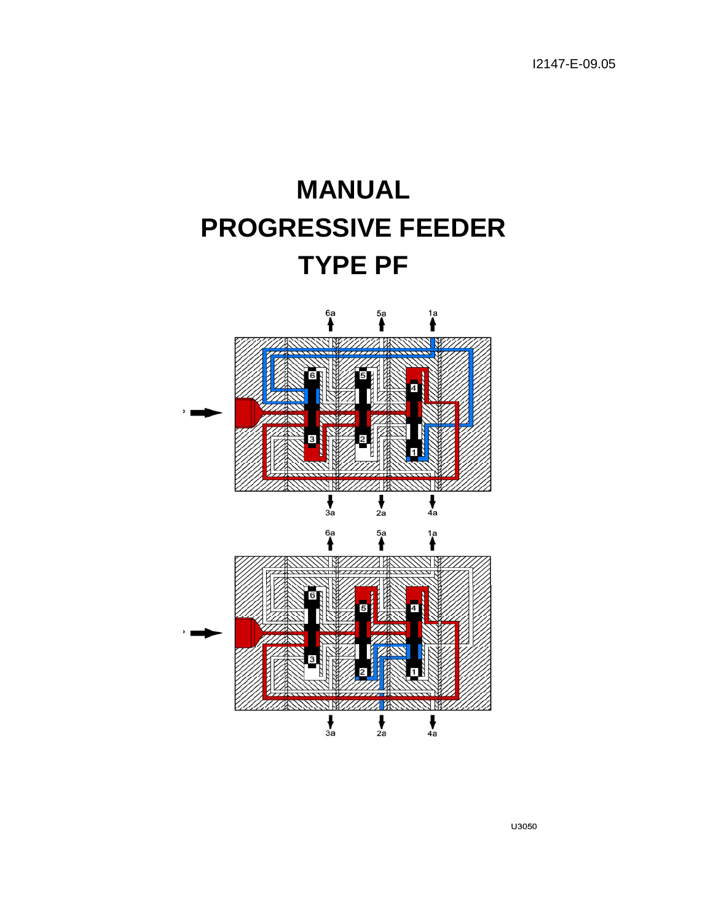# MANUAL

# PROGRESSIVE FEEDER

# TYPE PF

U3050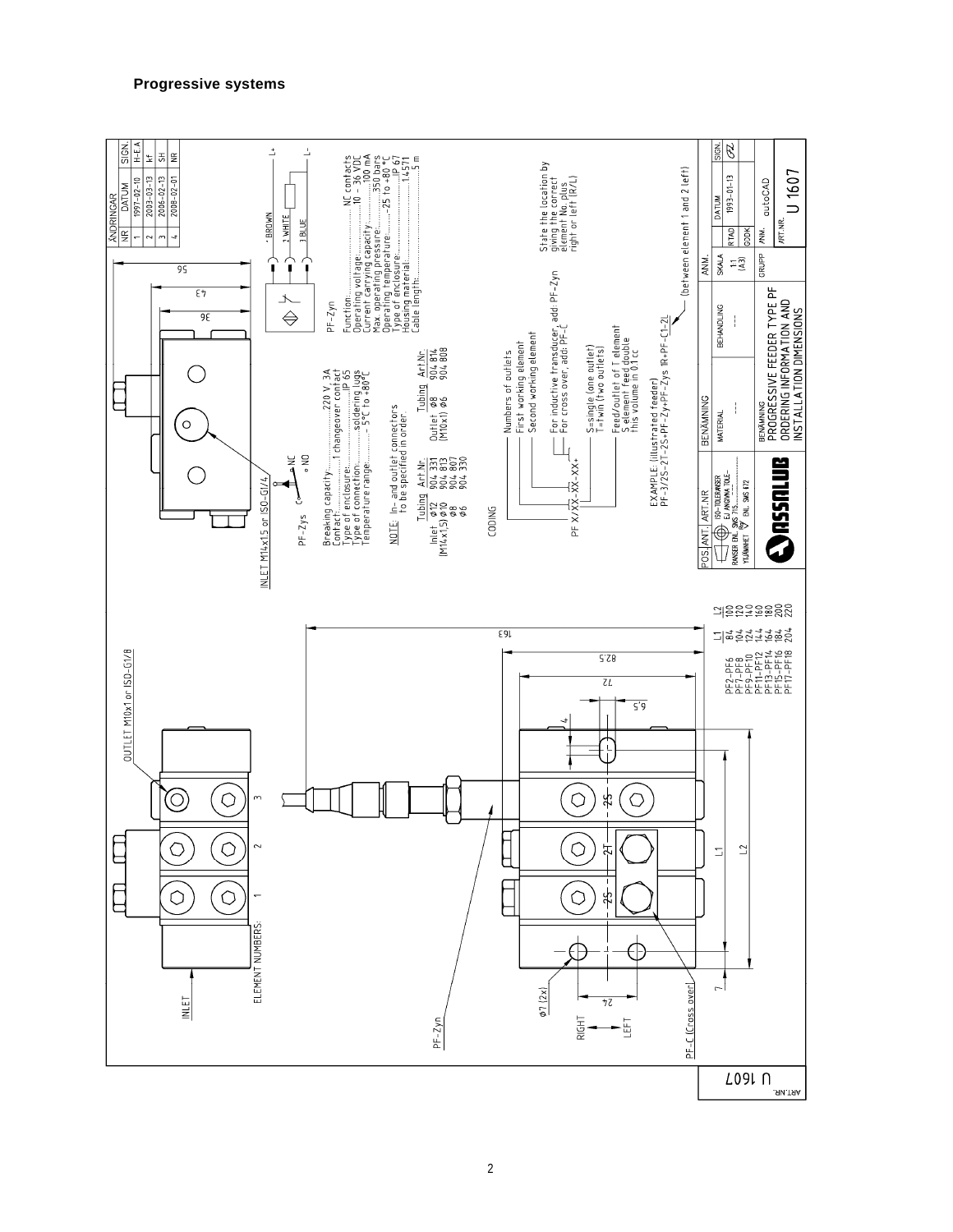# Progressive systems

INLET

ELEMENT NUMBERS: 1 2 3

OUTLET M10x1 or ISO-G1/8

PF-Zyn

RIGHT

LEFT

PF-C (Cross over)

Ø7 (2x)

| | L1 | L2 |
|---|---|---|
| PF2–PF6 | 84 | 100 |
| PF7–PF8 | 104 | 120 |
| PF9–PF10 | 124 | 140 |
| PF11–PF12 | 144 | 160 |
| PF13–PF14 | 164 | 180 |
| PF15–PF16 | 184 | 200 |
| PF17–PF18 | 204 | 220 |

INLET M14x1,5 or ISO-G1/4

PF-Zys

Breaking capacity: 220 V, 3A
Contact: 1 changeover contact
Type of enclosure: IP 65
Type of connection: soldering lugs
Temperature range: -5°C to +80°C

NOTE: In- and outlet connectors to be specified in order.

| | Tubing | Art.Nr. |
|---|---|---|
| Inlet (M14x1,5) | Ø12 | 904 331 |
| | Ø10 | 904 813 |
| | Ø8 | 904 807 |
| | Ø6 | 904 330 |

| | Tubing | Art.Nr. |
|---|---|---|
| Outlet (M10x1) | Ø8 | 904 814 |
| | Ø6 | 904 808 |

PF-Zyn

Function: NC contacts
Operating voltage: 10 - 36 VDC
Current carrying capacity: 100 mA
Max. operating pressure: 350 bars
Operating temperature: -25 to +80 °C
Type of enclosure: IP 67
Housing material: 1.4571
Cable length: 5 m

1 BROWN L+
2 WHITE
3 BLUE L-

CODING

PF X/XX-XX-XX+

- Numbers of outlets
- First working element
- Second working element
- For inductive transducer, add: PF-Zyn
- For cross over, add: PF-C
- S=single (one outlet), T=twin (two outlets)
- Feed/outlet of T element; S element feed double this volume in 0.1 cc

State the location by giving the correct element No. plus right or left (R/L)

EXAMPLE: (illustrated feeder)
PF-3/2S-2T-2S+PF-Zy+PF-Zys 1R+PF-C1-2L (between element 1 and 2 left)

| ÄNDRINGAR NR | DATUM | SIGN. |
|---|---|---|
| 1 | 1997-02-10 | H-E.A |
| 2 | 2003-03-13 | kf |
| 3 | 2006-02-13 | SH |
| 4 | 2008-02-01 | NR |

BENÄMNING: PROGRESSIVE FEEDER TYPE PF — ORDERING INFORMATION AND INSTALLATION DIMENSIONS

SKALA 1:1 (A3) — DATUM 1993-01-13 — autoCAD — ART.NR. U 1607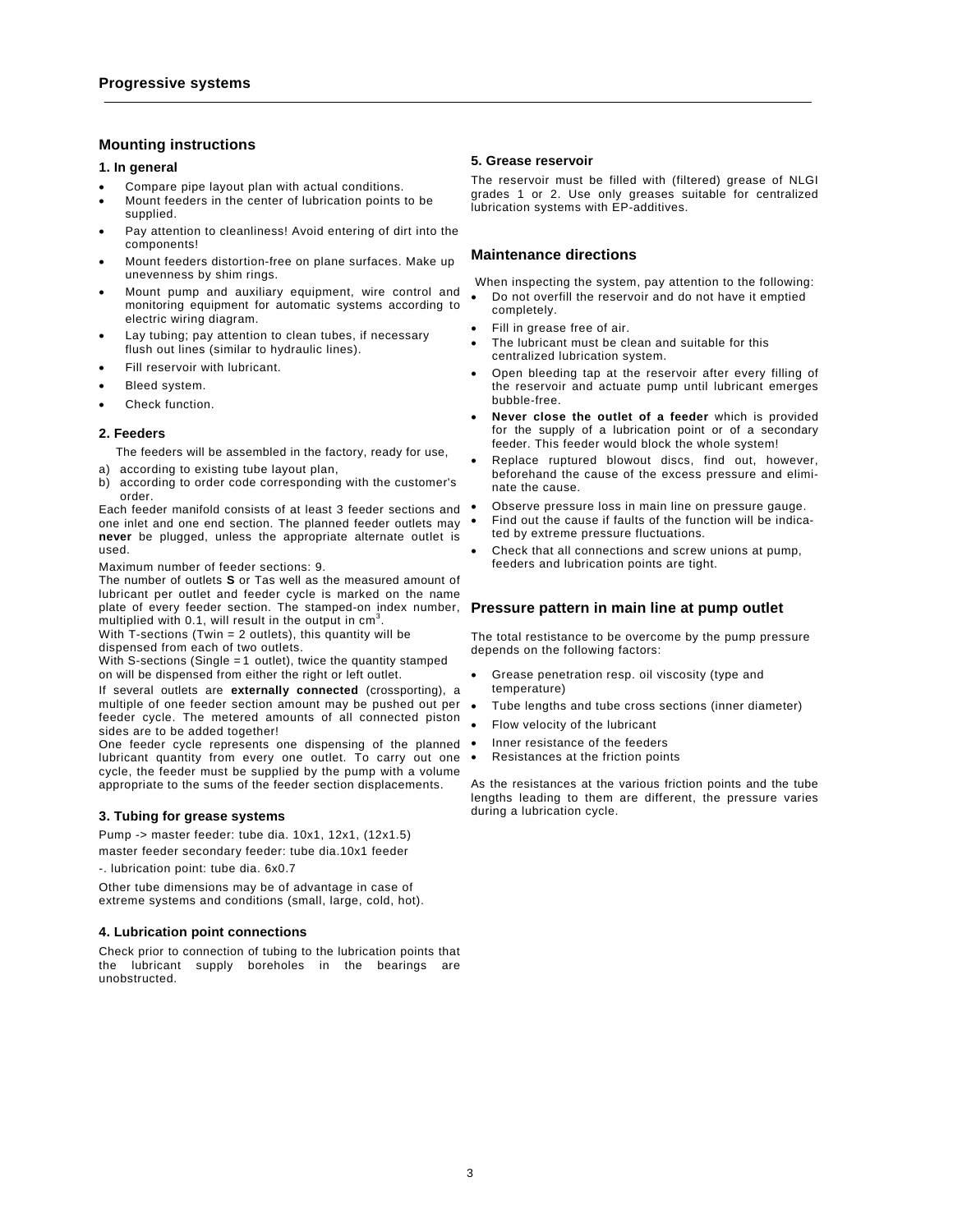## Mounting instructions

### 1. In general

- Compare pipe layout plan with actual conditions.
- Mount feeders in the center of lubrication points to be supplied.
- Pay attention to cleanliness! Avoid entering of dirt into the components!
- Mount feeders distortion-free on plane surfaces. Make up unevenness by shim rings.
- Mount pump and auxiliary equipment, wire control and monitoring equipment for automatic systems according to electric wiring diagram.
- Lay tubing; pay attention to clean tubes, if necessary flush out lines (similar to hydraulic lines).
- Fill reservoir with lubricant.
- Bleed system.
- Check function.

### 2. Feeders

The feeders will be assembled in the factory, ready for use,

a) according to existing tube layout plan,
b) according to order code corresponding with the customer's order.

Each feeder manifold consists of at least 3 feeder sections and one inlet and one end section. The planned feeder outlets may **never** be plugged, unless the appropriate alternate outlet is used.

Maximum number of feeder sections: 9.

The number of outlets **S** or Tas well as the measured amount of lubricant per outlet and feeder cycle is marked on the name plate of every feeder section. The stamped-on index number, multiplied with 0.1, will result in the output in $cm^3$.

With T-sections (Twin = 2 outlets), this quantity will be dispensed from each of two outlets.

With S-sections (Single = 1 outlet), twice the quantity stamped on will be dispensed from either the right or left outlet.

If several outlets are **externally connected** (crossporting), a multiple of one feeder section amount may be pushed out per feeder cycle. The metered amounts of all connected piston sides are to be added together!

One feeder cycle represents one dispensing of the planned lubricant quantity from every one outlet. To carry out one cycle, the feeder must be supplied by the pump with a volume appropriate to the sums of the feeder section displacements.

### 3. Tubing for grease systems

Pump -> master feeder: tube dia. 10x1, 12x1, (12x1.5)

master feeder secondary feeder: tube dia.10x1 feeder

-. lubrication point: tube dia. 6x0.7

Other tube dimensions may be of advantage in case of extreme systems and conditions (small, large, cold, hot).

### 4. Lubrication point connections

Check prior to connection of tubing to the lubrication points that the lubricant supply boreholes in the bearings are unobstructed.

### 5. Grease reservoir

The reservoir must be filled with (filtered) grease of NLGI grades 1 or 2. Use only greases suitable for centralized lubrication systems with EP-additives.

## Maintenance directions

When inspecting the system, pay attention to the following:

- Do not overfill the reservoir and do not have it emptied completely.
- Fill in grease free of air.
- The lubricant must be clean and suitable for this centralized lubrication system.
- Open bleeding tap at the reservoir after every filling of the reservoir and actuate pump until lubricant emerges bubble-free.
- **Never close the outlet of a feeder** which is provided for the supply of a lubrication point or of a secondary feeder. This feeder would block the whole system!
- Replace ruptured blowout discs, find out, however, beforehand the cause of the excess pressure and eliminate the cause.
- Observe pressure loss in main line on pressure gauge.
- Find out the cause if faults of the function will be indicated by extreme pressure fluctuations.
- Check that all connections and screw unions at pump, feeders and lubrication points are tight.

## Pressure pattern in main line at pump outlet

The total restistance to be overcome by the pump pressure depends on the following factors:

- Grease penetration resp. oil viscosity (type and temperature)
- Tube lengths and tube cross sections (inner diameter)
- Flow velocity of the lubricant
- Inner resistance of the feeders
- Resistances at the friction points

As the resistances at the various friction points and the tube lengths leading to them are different, the pressure varies during a lubrication cycle.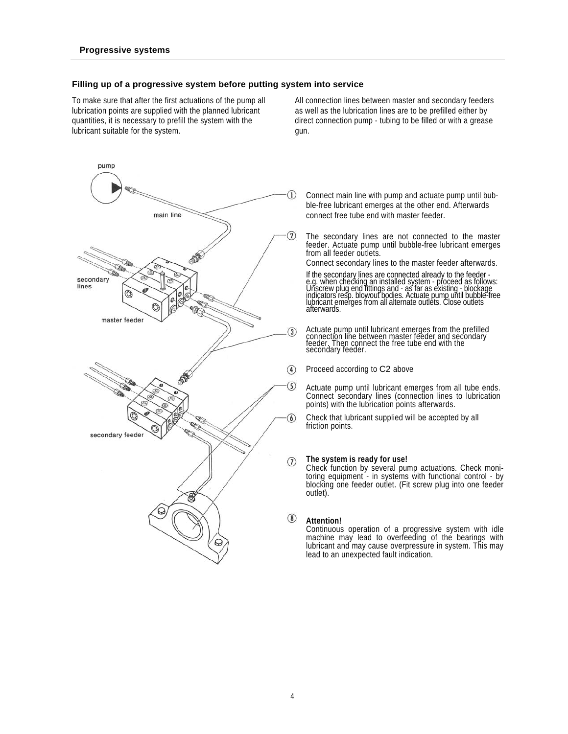## Filling up of a progressive system before putting system into service

To make sure that after the first actuations of the pump all lubrication points are supplied with the planned lubricant quantities, it is necessary to prefill the system with the lubricant suitable for the system.

All connection lines between master and secondary feeders as well as the lubrication lines are to be prefilled either by direct connection pump - tubing to be filled or with a grease gun.

pump

main line

secondary lines

master feeder

secondary feeder

① Connect main line with pump and actuate pump until bubble-free lubricant emerges at the other end. Afterwards connect free tube end with master feeder.

② The secondary lines are not connected to the master feeder. Actuate pump until bubble-free lubricant emerges from all feeder outlets.
Connect secondary lines to the master feeder afterwards.
If the secondary lines are connected already to the feeder - e.g. when checking an installed system - proceed as follows: Unscrew plug end fittings and - as far as existing - blockage indicators resp. blowout bodies. Actuate pump until bubble-free lubricant emerges from all alternate outlets. Close outlets afterwards.

③ Actuate pump until lubricant emerges from the prefilled connection line between master feeder and secondary feeder. Then connect the free tube end with the secondary feeder.

④ Proceed according to C2 above

⑤ Actuate pump until lubricant emerges from all tube ends. Connect secondary lines (connection lines to lubrication points) with the lubrication points afterwards.

⑥ Check that lubricant supplied will be accepted by all friction points.

⑦ **The system is ready for use!**
Check function by several pump actuations. Check monitoring equipment - in systems with functional control - by blocking one feeder outlet. (Fit screw plug into one feeder outlet).

⑧ **Attention!**
Continuous operation of a progressive system with idle machine may lead to overfeeding of the bearings with lubricant and may cause overpressure in system. This may lead to an unexpected fault indication.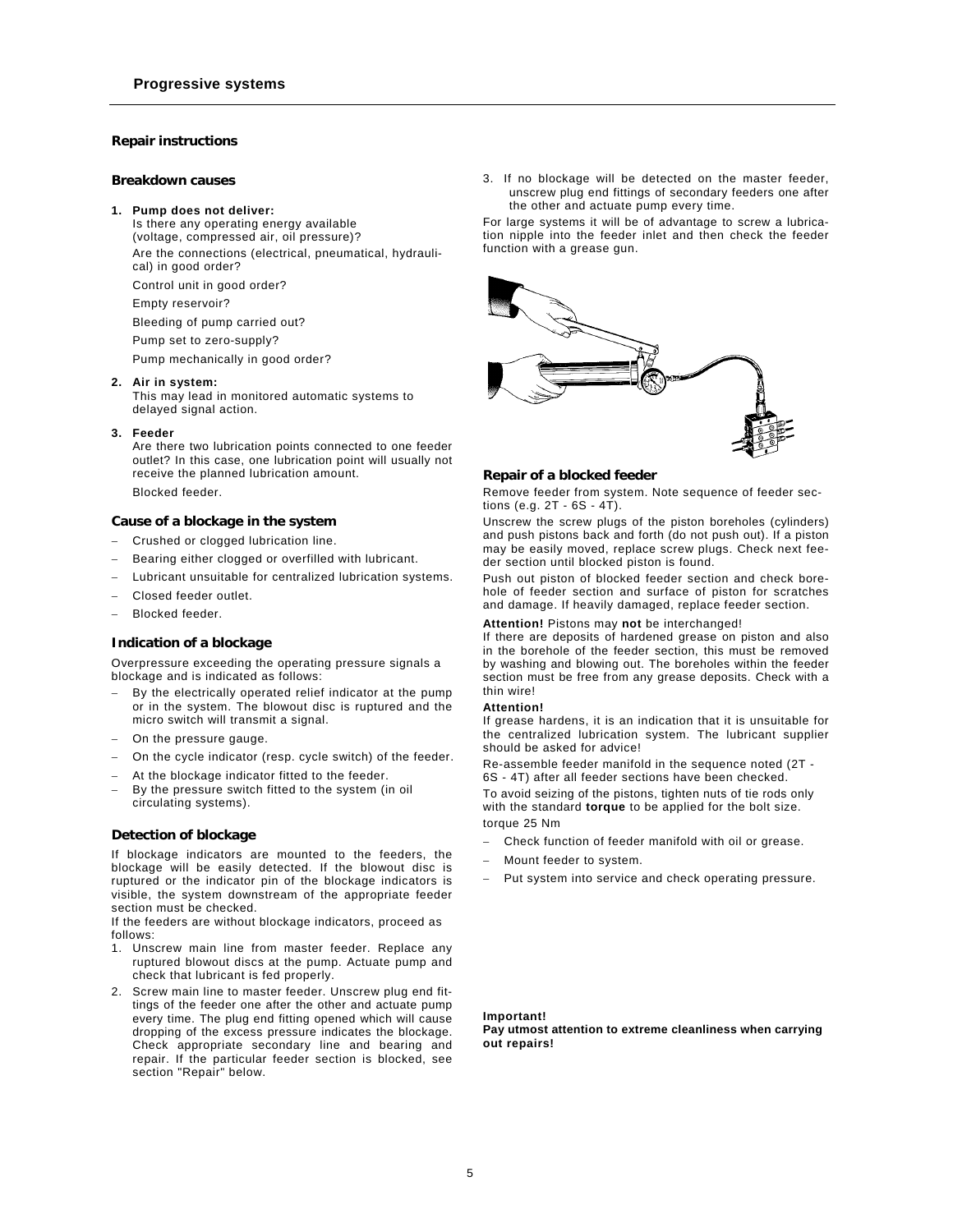## Repair instructions

### Breakdown causes

1. **Pump does not deliver:**
   Is there any operating energy available (voltage, compressed air, oil pressure)?
   Are the connections (electrical, pneumatical, hydraulical) in good order?
   Control unit in good order?
   Empty reservoir?
   Bleeding of pump carried out?
   Pump set to zero-supply?
   Pump mechanically in good order?

2. **Air in system:**
   This may lead in monitored automatic systems to delayed signal action.

3. **Feeder**
   Are there two lubrication points connected to one feeder outlet? In this case, one lubrication point will usually not receive the planned lubrication amount.
   Blocked feeder.

### Cause of a blockage in the system

- Crushed or clogged lubrication line.
- Bearing either clogged or overfilled with lubricant.
- Lubricant unsuitable for centralized lubrication systems.
- Closed feeder outlet.
- Blocked feeder.

### Indication of a blockage

Overpressure exceeding the operating pressure signals a blockage and is indicated as follows:

- By the electrically operated relief indicator at the pump or in the system. The blowout disc is ruptured and the micro switch will transmit a signal.
- On the pressure gauge.
- On the cycle indicator (resp. cycle switch) of the feeder.
- At the blockage indicator fitted to the feeder.
- By the pressure switch fitted to the system (in oil circulating systems).

### Detection of blockage

If blockage indicators are mounted to the feeders, the blockage will be easily detected. If the blowout disc is ruptured or the indicator pin of the blockage indicators is visible, the system downstream of the appropriate feeder section must be checked.

If the feeders are without blockage indicators, proceed as follows:

1. Unscrew main line from master feeder. Replace any ruptured blowout discs at the pump. Actuate pump and check that lubricant is fed properly.
2. Screw main line to master feeder. Unscrew plug end fittings of the feeder one after the other and actuate pump every time. The plug end fitting opened which will cause dropping of the excess pressure indicates the blockage. Check appropriate secondary line and bearing and repair. If the particular feeder section is blocked, see section "Repair" below.
3. If no blockage will be detected on the master feeder, unscrew plug end fittings of secondary feeders one after the other and actuate pump every time.

For large systems it will be of advantage to screw a lubrication nipple into the feeder inlet and then check the feeder function with a grease gun.

### Repair of a blocked feeder

Remove feeder from system. Note sequence of feeder sections (e.g. 2T - 6S - 4T).

Unscrew the screw plugs of the piston boreholes (cylinders) and push pistons back and forth (do not push out). If a piston may be easily moved, replace screw plugs. Check next feeder section until blocked piston is found.

Push out piston of blocked feeder section and check borehole of feeder section and surface of piston for scratches and damage. If heavily damaged, replace feeder section.

**Attention!** Pistons may **not** be interchanged!

If there are deposits of hardened grease on piston and also in the borehole of the feeder section, this must be removed by washing and blowing out. The boreholes within the feeder section must be free from any grease deposits. Check with a thin wire!

**Attention!**

If grease hardens, it is an indication that it is unsuitable for the centralized lubrication system. The lubricant supplier should be asked for advice!

Re-assemble feeder manifold in the sequence noted (2T - 6S - 4T) after all feeder sections have been checked.

To avoid seizing of the pistons, tighten nuts of tie rods only with the standard **torque** to be applied for the bolt size.
torque 25 Nm

- Check function of feeder manifold with oil or grease.
- Mount feeder to system.
- Put system into service and check operating pressure.

**Important!**
**Pay utmost attention to extreme cleanliness when carrying out repairs!**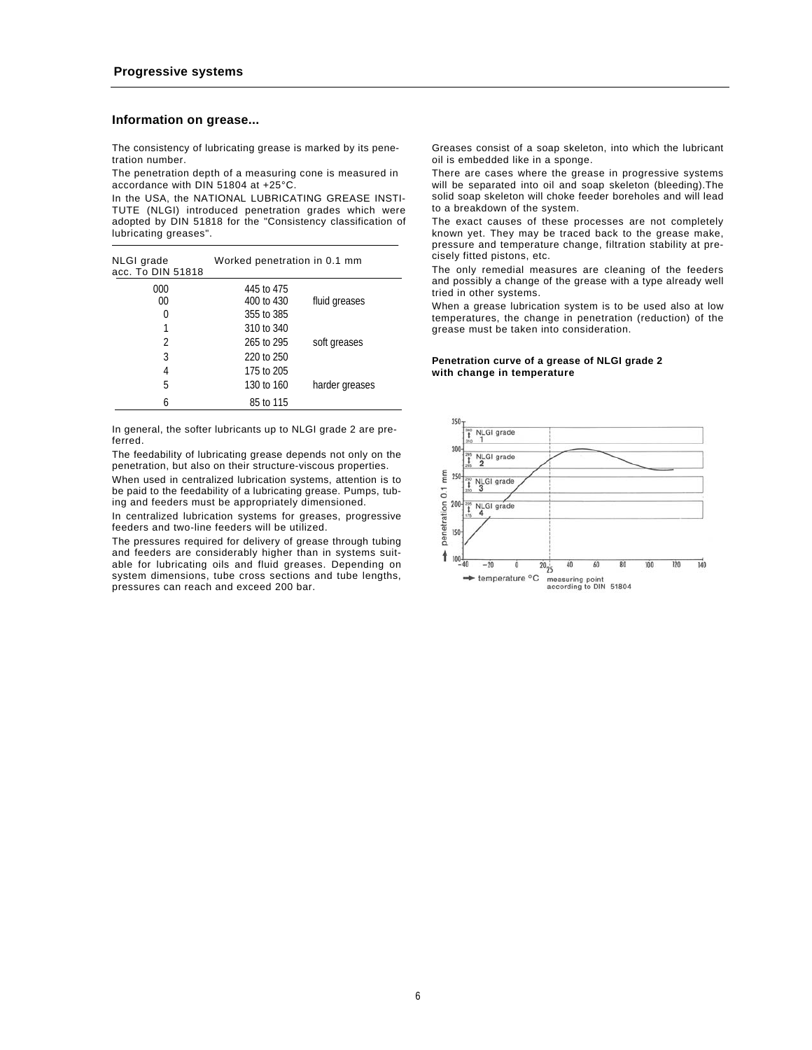## Information on grease...

The consistency of lubricating grease is marked by its penetration number.

The penetration depth of a measuring cone is measured in accordance with DIN 51804 at +25°C.

In the USA, the NATIONAL LUBRICATING GREASE INSTITUTE (NLGI) introduced penetration grades which were adopted by DIN 51818 for the "Consistency classification of lubricating greases".

| NLGI grade acc. To DIN 51818 | Worked penetration in 0.1 mm | |
|---|---|---|
| 000 | 445 to 475 | |
| 00 | 400 to 430 | fluid greases |
| 0 | 355 to 385 | |
| 1 | 310 to 340 | |
| 2 | 265 to 295 | soft greases |
| 3 | 220 to 250 | |
| 4 | 175 to 205 | |
| 5 | 130 to 160 | harder greases |
| 6 | 85 to 115 | |

In general, the softer lubricants up to NLGI grade 2 are preferred.

The feedability of lubricating grease depends not only on the penetration, but also on their structure-viscous properties.

When used in centralized lubrication systems, attention is to be paid to the feedability of a lubricating grease. Pumps, tubing and feeders must be appropriately dimensioned.

In centralized lubrication systems for greases, progressive feeders and two-line feeders will be utilized.

The pressures required for delivery of grease through tubing and feeders are considerably higher than in systems suitable for lubricating oils and fluid greases. Depending on system dimensions, tube cross sections and tube lengths, pressures can reach and exceed 200 bar.

Greases consist of a soap skeleton, into which the lubricant oil is embedded like in a sponge.

There are cases where the grease in progressive systems will be separated into oil and soap skeleton (bleeding).The solid soap skeleton will choke feeder boreholes and will lead to a breakdown of the system.

The exact causes of these processes are not completely known yet. They may be traced back to the grease make, pressure and temperature change, filtration stability at precisely fitted pistons, etc.

The only remedial measures are cleaning of the feeders and possibly a change of the grease with a type already well tried in other systems.

When a grease lubrication system is to be used also at low temperatures, the change in penetration (reduction) of the grease must be taken into consideration.

**Penetration curve of a grease of NLGI grade 2 with change in temperature**

350
340 ↕ 310 NLGI grade 1
300
295 ↕ 265 NLGI grade 2
250
250 ↕ 220 NLGI grade 3
200
205 ↕ 175 NLGI grade 4
150
100
↑ penetration 0.1 mm
-40 -20 0 20 25 40 60 80 100 120 140
→ temperature °C
measuring point according to DIN 51804